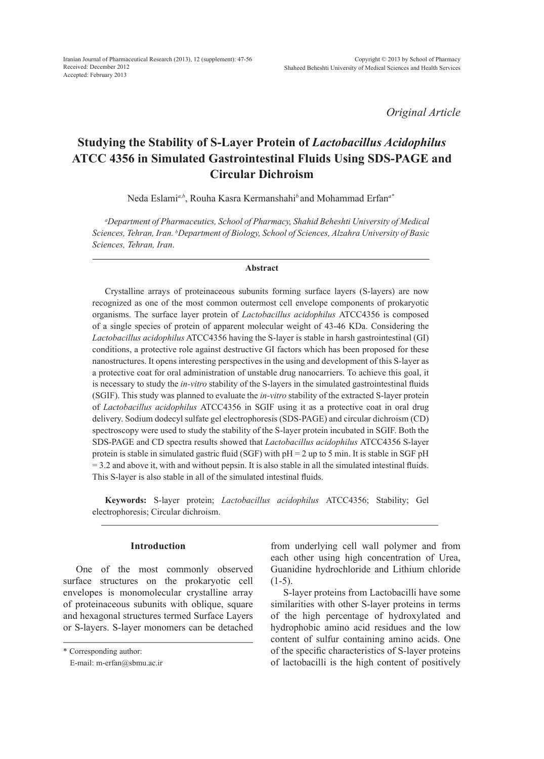*Original Article*

# Studying the Stability of S-Layer Protein of *Lactobacillus Acidophilus* ATCC 4356 in Simulated Gastrointestinal Fluids Using SDS-PAGE and Circular Dichroism

Neda Eslami[a,b], Rouha Kasra Kermanshahi[b] and Mohammad Erfan[a*]

[a]*Department of Pharmaceutics, School of Pharmacy, Shahid Beheshti University of Medical Sciences, Tehran, Iran.* [b]*Department of Biology, School of Sciences, Alzahra University of Basic Sciences, Tehran, Iran*.

## Abstract

Crystalline arrays of proteinaceous subunits forming surface layers (S-layers) are now recognized as one of the most common outermost cell envelope components of prokaryotic organisms. The surface layer protein of *Lactobacillus acidophilus* ATCC4356 is composed of a single species of protein of apparent molecular weight of 43-46 KDa. Considering the *Lactobacillus acidophilus* ATCC4356 having the S-layer is stable in harsh gastrointestinal (GI) conditions, a protective role against destructive GI factors which has been proposed for these nanostructures. It opens interesting perspectives in the using and development of this S-layer as a protective coat for oral administration of unstable drug nanocarriers. To achieve this goal, it is necessary to study the *in-vitro* stability of the S-layers in the simulated gastrointestinal fluids (SGIF). This study was planned to evaluate the *in-vitro* stability of the extracted S-layer protein of *Lactobacillus acidophilus* ATCC4356 in SGIF using it as a protective coat in oral drug delivery. Sodium dodecyl sulfate gel electrophoresis (SDS-PAGE) and circular dichroism (CD) spectroscopy were used to study the stability of the S-layer protein incubated in SGIF. Both the SDS-PAGE and CD spectra results showed that *Lactobacillus acidophilus* ATCC4356 S-layer protein is stable in simulated gastric fluid (SGF) with pH = 2 up to 5 min. It is stable in SGF pH = 3.2 and above it, with and without pepsin. It is also stable in all the simulated intestinal fluids. This S-layer is also stable in all of the simulated intestinal fluids.

**Keywords:** S-layer protein; *Lactobacillus acidophilus* ATCC4356; Stability; Gel electrophoresis; Circular dichroism.

## Introduction

One of the most commonly observed surface structures on the prokaryotic cell envelopes is monomolecular crystalline array of proteinaceous subunits with oblique, square and hexagonal structures termed Surface Layers or S-layers. S-layer monomers can be detached from underlying cell wall polymer and from each other using high concentration of Urea, Guanidine hydrochloride and Lithium chloride (1-5).

S-layer proteins from Lactobacilli have some similarities with other S-layer proteins in terms of the high percentage of hydroxylated and hydrophobic amino acid residues and the low content of sulfur containing amino acids. One of the specific characteristics of S-layer proteins of lactobacilli is the high content of positively

\* Corresponding author:
E-mail: m-erfan@sbmu.ac.ir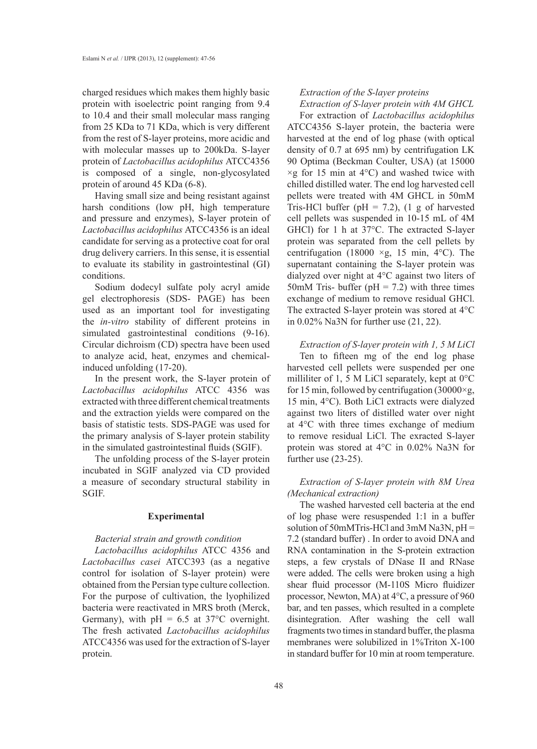charged residues which makes them highly basic protein with isoelectric point ranging from 9.4 to 10.4 and their small molecular mass ranging from 25 KDa to 71 KDa, which is very different from the rest of S-layer proteins, more acidic and with molecular masses up to 200kDa. S-layer protein of *Lactobacillus acidophilus* ATCC4356 is composed of a single, non-glycosylated protein of around 45 KDa (6-8).

Having small size and being resistant against harsh conditions (low pH, high temperature and pressure and enzymes), S-layer protein of *Lactobacillus acidophilus* ATCC4356 is an ideal candidate for serving as a protective coat for oral drug delivery carriers. In this sense, it is essential to evaluate its stability in gastrointestinal (GI) conditions.

Sodium dodecyl sulfate poly acryl amide gel electrophoresis (SDS- PAGE) has been used as an important tool for investigating the *in-vitro* stability of different proteins in simulated gastrointestinal conditions (9-16). Circular dichroism (CD) spectra have been used to analyze acid, heat, enzymes and chemical-induced unfolding (17-20).

In the present work, the S-layer protein of *Lactobacillus acidophilus* ATCC 4356 was extracted with three different chemical treatments and the extraction yields were compared on the basis of statistic tests. SDS-PAGE was used for the primary analysis of S-layer protein stability in the simulated gastrointestinal fluids (SGIF).

The unfolding process of the S-layer protein incubated in SGIF analyzed via CD provided a measure of secondary structural stability in SGIF.

## Experimental

*Bacterial strain and growth condition*

*Lactobacillus acidophilus* ATCC 4356 and *Lactobacillus casei* ATCC393 (as a negative control for isolation of S-layer protein) were obtained from the Persian type culture collection. For the purpose of cultivation, the lyophilized bacteria were reactivated in MRS broth (Merck, Germany), with pH = 6.5 at 37°C overnight. The fresh activated *Lactobacillus acidophilus* ATCC4356 was used for the extraction of S-layer protein.

*Extraction of the S-layer proteins*

*Extraction of S-layer protein with 4M GHCL*

For extraction of *Lactobacillus acidophilus* ATCC4356 S-layer protein, the bacteria were harvested at the end of log phase (with optical density of 0.7 at 695 nm) by centrifugation LK 90 Optima (Beckman Coulter, USA) (at 15000 ×g for 15 min at 4°C) and washed twice with chilled distilled water. The end log harvested cell pellets were treated with 4M GHCL in 50mM Tris-HCl buffer (pH = 7.2), (1 g of harvested cell pellets was suspended in 10-15 mL of 4M GHCl) for 1 h at 37°C. The extracted S-layer protein was separated from the cell pellets by centrifugation (18000 ×g, 15 min, 4°C). The supernatant containing the S-layer protein was dialyzed over night at 4°C against two liters of 50mM Tris- buffer (pH = 7.2) with three times exchange of medium to remove residual GHCl. The extracted S-layer protein was stored at 4°C in 0.02% $Na_3N$ for further use (21, 22).

*Extraction of S-layer protein with 1, 5 M LiCl*

Ten to fifteen mg of the end log phase harvested cell pellets were suspended per one milliliter of 1, 5 M LiCl separately, kept at 0°C for 15 min, followed by centrifugation (30000×g, 15 min, 4°C). Both LiCl extracts were dialyzed against two liters of distilled water over night at 4°C with three times exchange of medium to remove residual LiCl. The exracted S-layer protein was stored at 4°C in 0.02% $Na_3N$ for further use (23-25).

*Extraction of S-layer protein with 8M Urea (Mechanical extraction)*

The washed harvested cell bacteria at the end of log phase were resuspended 1:1 in a buffer solution of 50mMTris-HCl and 3mM $Na_3N$, pH = 7.2 (standard buffer) . In order to avoid DNA and RNA contamination in the S-protein extraction steps, a few crystals of DNase II and RNase were added. The cells were broken using a high shear fluid processor (M-110S Micro fluidizer processor, Newton, MA) at 4°C, a pressure of 960 bar, and ten passes, which resulted in a complete disintegration. After washing the cell wall fragments two times in standard buffer, the plasma membranes were solubilized in 1%Triton X-100 in standard buffer for 10 min at room temperature.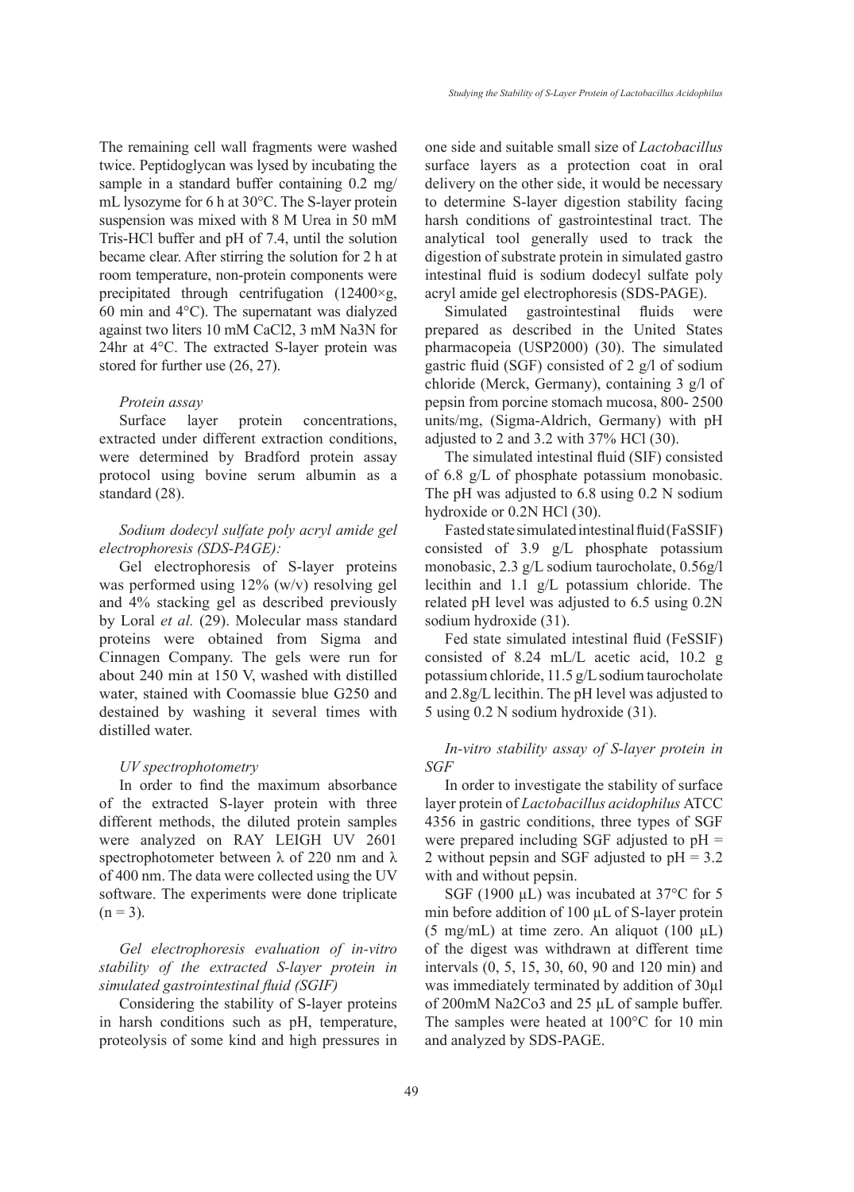The remaining cell wall fragments were washed twice. Peptidoglycan was lysed by incubating the sample in a standard buffer containing 0.2 mg/mL lysozyme for 6 h at 30°C. The S-layer protein suspension was mixed with 8 M Urea in 50 mM Tris-HCl buffer and pH of 7.4, until the solution became clear. After stirring the solution for 2 h at room temperature, non-protein components were precipitated through centrifugation (12400×g, 60 min and 4°C). The supernatant was dialyzed against two liters 10 mM $CaCl_2$, 3 mM $Na_3N$ for 24hr at 4°C. The extracted S-layer protein was stored for further use (26, 27).

*Protein assay*

Surface layer protein concentrations, extracted under different extraction conditions, were determined by Bradford protein assay protocol using bovine serum albumin as a standard (28).

*Sodium dodecyl sulfate poly acryl amide gel electrophoresis (SDS-PAGE):*

Gel electrophoresis of S-layer proteins was performed using 12% (w/v) resolving gel and 4% stacking gel as described previously by Loral *et al.* (29). Molecular mass standard proteins were obtained from Sigma and Cinnagen Company. The gels were run for about 240 min at 150 V, washed with distilled water, stained with Coomassie blue G250 and destained by washing it several times with distilled water.

*UV spectrophotometry*

In order to find the maximum absorbance of the extracted S-layer protein with three different methods, the diluted protein samples were analyzed on RAY LEIGH UV 2601 spectrophotometer between λ of 220 nm and λ of 400 nm. The data were collected using the UV software. The experiments were done triplicate (n = 3).

*Gel electrophoresis evaluation of in-vitro stability of the extracted S-layer protein in simulated gastrointestinal fluid (SGIF)*

Considering the stability of S-layer proteins in harsh conditions such as pH, temperature, proteolysis of some kind and high pressures in one side and suitable small size of *Lactobacillus* surface layers as a protection coat in oral delivery on the other side, it would be necessary to determine S-layer digestion stability facing harsh conditions of gastrointestinal tract. The analytical tool generally used to track the digestion of substrate protein in simulated gastro intestinal fluid is sodium dodecyl sulfate poly acryl amide gel electrophoresis (SDS-PAGE).

Simulated gastrointestinal fluids were prepared as described in the United States pharmacopeia (USP2000) (30). The simulated gastric fluid (SGF) consisted of 2 g/l of sodium chloride (Merck, Germany), containing 3 g/l of pepsin from porcine stomach mucosa, 800- 2500 units/mg, (Sigma-Aldrich, Germany) with pH adjusted to 2 and 3.2 with 37% HCl (30).

The simulated intestinal fluid (SIF) consisted of 6.8 g/L of phosphate potassium monobasic. The pH was adjusted to 6.8 using 0.2 N sodium hydroxide or 0.2N HCl (30).

Fasted state simulated intestinal fluid (FaSSIF) consisted of 3.9 g/L phosphate potassium monobasic, 2.3 g/L sodium taurocholate, 0.56g/l lecithin and 1.1 g/L potassium chloride. The related pH level was adjusted to 6.5 using 0.2N sodium hydroxide (31).

Fed state simulated intestinal fluid (FeSSIF) consisted of 8.24 mL/L acetic acid, 10.2 g potassium chloride, 11.5 g/L sodium taurocholate and 2.8g/L lecithin. The pH level was adjusted to 5 using 0.2 N sodium hydroxide (31).

*In-vitro stability assay of S-layer protein in SGF*

In order to investigate the stability of surface layer protein of *Lactobacillus acidophilus* ATCC 4356 in gastric conditions, three types of SGF were prepared including SGF adjusted to pH = 2 without pepsin and SGF adjusted to pH = 3.2 with and without pepsin.

SGF (1900 µL) was incubated at 37°C for 5 min before addition of 100 µL of S-layer protein (5 mg/mL) at time zero. An aliquot (100 µL) of the digest was withdrawn at different time intervals (0, 5, 15, 30, 60, 90 and 120 min) and was immediately terminated by addition of 30µl of 200mM $Na_2Co_3$ and 25 µL of sample buffer. The samples were heated at 100°C for 10 min and analyzed by SDS-PAGE.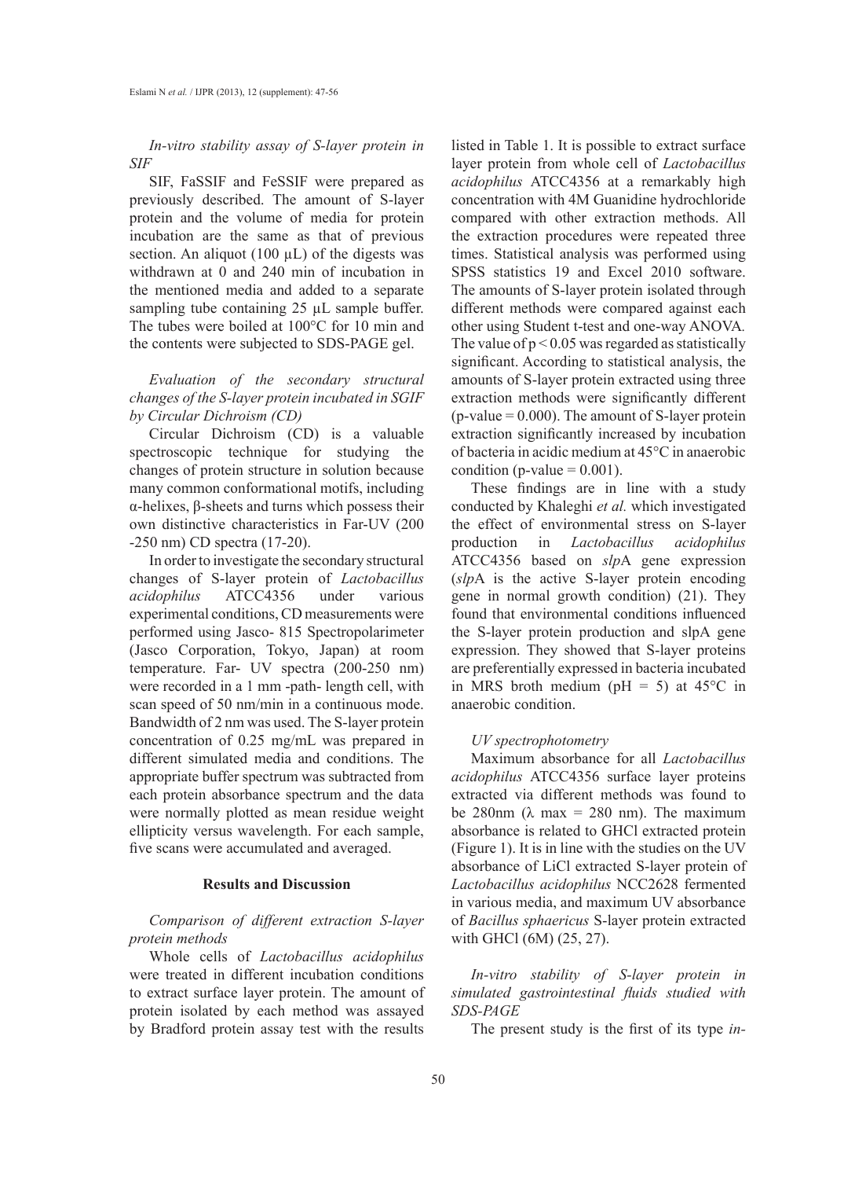*In-vitro stability assay of S-layer protein in SIF*

SIF, FaSSIF and FeSSIF were prepared as previously described. The amount of S-layer protein and the volume of media for protein incubation are the same as that of previous section. An aliquot (100 µL) of the digests was withdrawn at 0 and 240 min of incubation in the mentioned media and added to a separate sampling tube containing 25 µL sample buffer. The tubes were boiled at 100°C for 10 min and the contents were subjected to SDS-PAGE gel.

*Evaluation of the secondary structural changes of the S-layer protein incubated in SGIF by Circular Dichroism (CD)*

Circular Dichroism (CD) is a valuable spectroscopic technique for studying the changes of protein structure in solution because many common conformational motifs, including α-helixes, β-sheets and turns which possess their own distinctive characteristics in Far-UV (200 -250 nm) CD spectra (17-20).

In order to investigate the secondary structural changes of S-layer protein of *Lactobacillus acidophilus* ATCC4356 under various experimental conditions, CD measurements were performed using Jasco- 815 Spectropolarimeter (Jasco Corporation, Tokyo, Japan) at room temperature. Far- UV spectra (200-250 nm) were recorded in a 1 mm -path- length cell, with scan speed of 50 nm/min in a continuous mode. Bandwidth of 2 nm was used. The S-layer protein concentration of 0.25 mg/mL was prepared in different simulated media and conditions. The appropriate buffer spectrum was subtracted from each protein absorbance spectrum and the data were normally plotted as mean residue weight ellipticity versus wavelength. For each sample, five scans were accumulated and averaged.

## Results and Discussion

*Comparison of different extraction S-layer protein methods*

Whole cells of *Lactobacillus acidophilus* were treated in different incubation conditions to extract surface layer protein. The amount of protein isolated by each method was assayed by Bradford protein assay test with the results listed in Table 1. It is possible to extract surface layer protein from whole cell of *Lactobacillus acidophilus* ATCC4356 at a remarkably high concentration with 4M Guanidine hydrochloride compared with other extraction methods. All the extraction procedures were repeated three times. Statistical analysis was performed using SPSS statistics 19 and Excel 2010 software. The amounts of S-layer protein isolated through different methods were compared against each other using Student t-test and one-way ANOVA. The value of $p < 0.05$ was regarded as statistically significant. According to statistical analysis, the amounts of S-layer protein extracted using three extraction methods were significantly different (p-value = 0.000). The amount of S-layer protein extraction significantly increased by incubation of bacteria in acidic medium at 45°C in anaerobic condition (p-value = 0.001).

These findings are in line with a study conducted by Khaleghi *et al.* which investigated the effect of environmental stress on S-layer production in *Lactobacillus acidophilus* ATCC4356 based on *slp*A gene expression (*slp*A is the active S-layer protein encoding gene in normal growth condition) (21). They found that environmental conditions influenced the S-layer protein production and slpA gene expression. They showed that S-layer proteins are preferentially expressed in bacteria incubated in MRS broth medium (pH = 5) at 45°C in anaerobic condition.

*UV spectrophotometry*

Maximum absorbance for all *Lactobacillus acidophilus* ATCC4356 surface layer proteins extracted via different methods was found to be 280nm (λ max = 280 nm). The maximum absorbance is related to GHCl extracted protein (Figure 1). It is in line with the studies on the UV absorbance of LiCl extracted S-layer protein of *Lactobacillus acidophilus* NCC2628 fermented in various media, and maximum UV absorbance of *Bacillus sphaericus* S-layer protein extracted with GHCl (6M) (25, 27).

*In-vitro stability of S-layer protein in simulated gastrointestinal fluids studied with SDS-PAGE*

The present study is the first of its type *in-*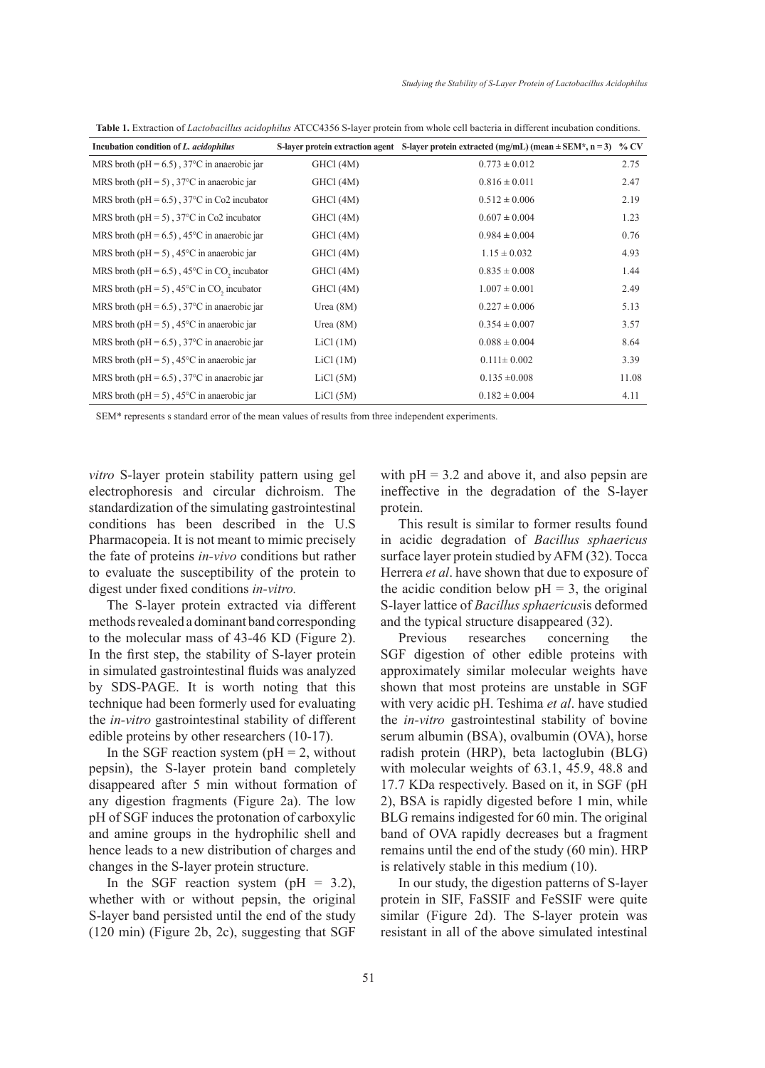**Table 1.** Extraction of *Lactobacillus acidophilus* ATCC4356 S-layer protein from whole cell bacteria in different incubation conditions.

| Incubation condition of *L. acidophilus* | S-layer protein extraction agent | S-layer protein extracted (mg/mL) (mean ± SEM*, n = 3) | % CV |
|---|---|---|---|
| MRS broth (pH = 6.5) , 37°C in anaerobic jar | GHCl (4M) | 0.773 ± 0.012 | 2.75 |
| MRS broth (pH = 5) , 37°C in anaerobic jar | GHCl (4M) | 0.816 ± 0.011 | 2.47 |
| MRS broth (pH = 6.5) , 37°C in Co2 incubator | GHCl (4M) | 0.512 ± 0.006 | 2.19 |
| MRS broth (pH = 5) , 37°C in Co2 incubator | GHCl (4M) | 0.607 ± 0.004 | 1.23 |
| MRS broth (pH = 6.5) , 45°C in anaerobic jar | GHCl (4M) | 0.984 ± 0.004 | 0.76 |
| MRS broth (pH = 5) , 45°C in anaerobic jar | GHCl (4M) | 1.15 ± 0.032 | 4.93 |
| MRS broth (pH = 6.5) , 45°C in $CO_2$ incubator | GHCl (4M) | 0.835 ± 0.008 | 1.44 |
| MRS broth (pH = 5) , 45°C in $CO_2$ incubator | GHCl (4M) | 1.007 ± 0.001 | 2.49 |
| MRS broth (pH = 6.5) , 37°C in anaerobic jar | Urea (8M) | 0.227 ± 0.006 | 5.13 |
| MRS broth (pH = 5) , 45°C in anaerobic jar | Urea (8M) | 0.354 ± 0.007 | 3.57 |
| MRS broth (pH = 6.5) , 37°C in anaerobic jar | LiCl (1M) | 0.088 ± 0.004 | 8.64 |
| MRS broth (pH = 5) , 45°C in anaerobic jar | LiCl (1M) | 0.111± 0.002 | 3.39 |
| MRS broth (pH = 6.5) , 37°C in anaerobic jar | LiCl (5M) | 0.135 ±0.008 | 11.08 |
| MRS broth (pH = 5) , 45°C in anaerobic jar | LiCl (5M) | 0.182 ± 0.004 | 4.11 |

SEM* represents s standard error of the mean values of results from three independent experiments.

*vitro* S-layer protein stability pattern using gel electrophoresis and circular dichroism. The standardization of the simulating gastrointestinal conditions has been described in the U.S Pharmacopeia. It is not meant to mimic precisely the fate of proteins *in-vivo* conditions but rather to evaluate the susceptibility of the protein to digest under fixed conditions *in-vitro.*

The S-layer protein extracted via different methods revealed a dominant band corresponding to the molecular mass of 43-46 KD (Figure 2). In the first step, the stability of S-layer protein in simulated gastrointestinal fluids was analyzed by SDS-PAGE. It is worth noting that this technique had been formerly used for evaluating the *in-vitro* gastrointestinal stability of different edible proteins by other researchers (10-17).

In the SGF reaction system (pH = 2, without pepsin), the S-layer protein band completely disappeared after 5 min without formation of any digestion fragments (Figure 2a). The low pH of SGF induces the protonation of carboxylic and amine groups in the hydrophilic shell and hence leads to a new distribution of charges and changes in the S-layer protein structure.

In the SGF reaction system (pH = 3.2), whether with or without pepsin, the original S-layer band persisted until the end of the study (120 min) (Figure 2b, 2c), suggesting that SGF with pH = 3.2 and above it, and also pepsin are ineffective in the degradation of the S-layer protein.

This result is similar to former results found in acidic degradation of *Bacillus sphaericus* surface layer protein studied by AFM (32). Tocca Herrera *et al*. have shown that due to exposure of the acidic condition below pH = 3, the original S-layer lattice of *Bacillus sphaericus*is deformed and the typical structure disappeared (32).

Previous researches concerning the SGF digestion of other edible proteins with approximately similar molecular weights have shown that most proteins are unstable in SGF with very acidic pH. Teshima *et al*. have studied the *in-vitro* gastrointestinal stability of bovine serum albumin (BSA), ovalbumin (OVA), horse radish protein (HRP), beta lactoglubin (BLG) with molecular weights of 63.1, 45.9, 48.8 and 17.7 KDa respectively. Based on it, in SGF (pH 2), BSA is rapidly digested before 1 min, while BLG remains indigested for 60 min. The original band of OVA rapidly decreases but a fragment remains until the end of the study (60 min). HRP is relatively stable in this medium (10).

In our study, the digestion patterns of S-layer protein in SIF, FaSSIF and FeSSIF were quite similar (Figure 2d). The S-layer protein was resistant in all of the above simulated intestinal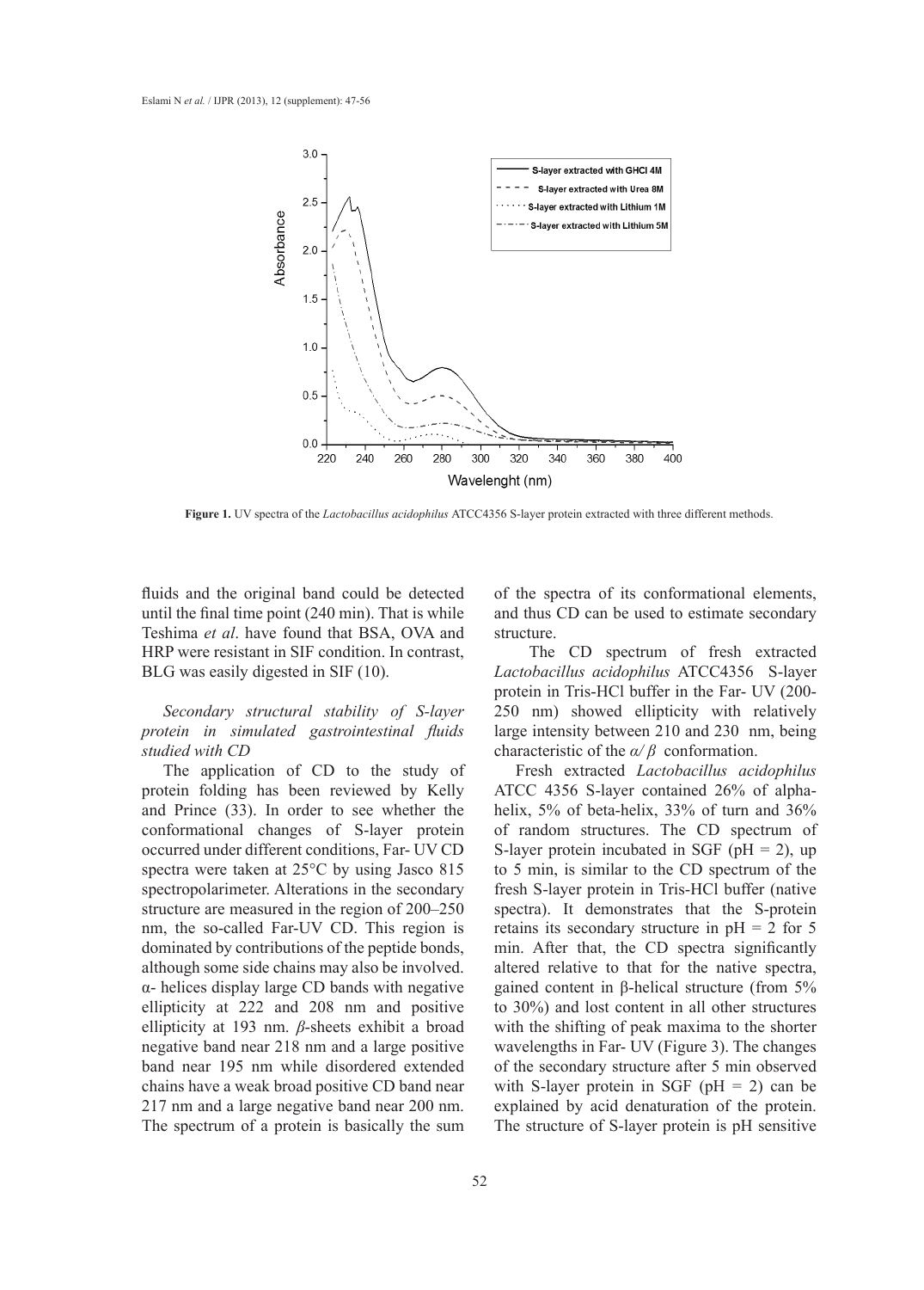Figure 1. UV spectra of the *Lactobacillus acidophilus* ATCC4356 S-layer protein extracted with three different methods.

fluids and the original band could be detected until the final time point (240 min). That is while Teshima *et al*. have found that BSA, OVA and HRP were resistant in SIF condition. In contrast, BLG was easily digested in SIF (10).

*Secondary structural stability of S-layer protein in simulated gastrointestinal fluids studied with CD*

The application of CD to the study of protein folding has been reviewed by Kelly and Prince (33). In order to see whether the conformational changes of S-layer protein occurred under different conditions, Far- UV CD spectra were taken at 25°C by using Jasco 815 spectropolarimeter. Alterations in the secondary structure are measured in the region of 200–250 nm, the so-called Far-UV CD. This region is dominated by contributions of the peptide bonds, although some side chains may also be involved. α- helices display large CD bands with negative ellipticity at 222 and 208 nm and positive ellipticity at 193 nm. *β*-sheets exhibit a broad negative band near 218 nm and a large positive band near 195 nm while disordered extended chains have a weak broad positive CD band near 217 nm and a large negative band near 200 nm. The spectrum of a protein is basically the sum of the spectra of its conformational elements, and thus CD can be used to estimate secondary structure.

The CD spectrum of fresh extracted *Lactobacillus acidophilus* ATCC4356 S-layer protein in Tris-HCl buffer in the Far- UV (200-250 nm) showed ellipticity with relatively large intensity between 210 and 230 nm, being characteristic of the *α/ β* conformation.

Fresh extracted *Lactobacillus acidophilus* ATCC 4356 S-layer contained 26% of alpha-helix, 5% of beta-helix, 33% of turn and 36% of random structures. The CD spectrum of S-layer protein incubated in SGF (pH = 2), up to 5 min, is similar to the CD spectrum of the fresh S-layer protein in Tris-HCl buffer (native spectra). It demonstrates that the S-protein retains its secondary structure in pH = 2 for 5 min. After that, the CD spectra significantly altered relative to that for the native spectra, gained content in β-helical structure (from 5% to 30%) and lost content in all other structures with the shifting of peak maxima to the shorter wavelengths in Far- UV (Figure 3). The changes of the secondary structure after 5 min observed with S-layer protein in SGF (pH = 2) can be explained by acid denaturation of the protein. The structure of S-layer protein is pH sensitive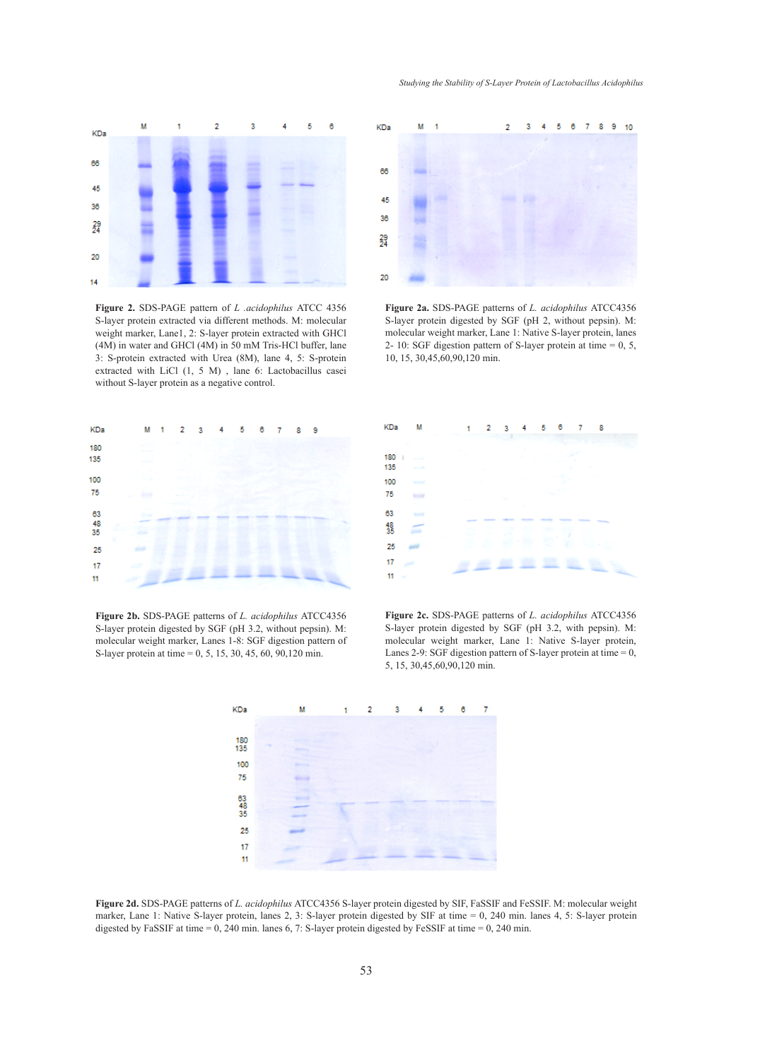**Figure 2.** SDS-PAGE pattern of *L .acidophilus* ATCC 4356 S-layer protein extracted via different methods. M: molecular weight marker, Lane1, 2: S-layer protein extracted with GHCl (4M) in water and GHCl (4M) in 50 mM Tris-HCl buffer, lane 3: S-protein extracted with Urea (8M), lane 4, 5: S-protein extracted with LiCl (1, 5 M) , lane 6: Lactobacillus casei without S-layer protein as a negative control.

**Figure 2a.** SDS-PAGE patterns of *L. acidophilus* ATCC4356 S-layer protein digested by SGF (pH 2, without pepsin). M: molecular weight marker, Lane 1: Native S-layer protein, lanes 2- 10: SGF digestion pattern of S-layer protein at time = 0, 5, 10, 15, 30,45,60,90,120 min.

**Figure 2b.** SDS-PAGE patterns of *L. acidophilus* ATCC4356 S-layer protein digested by SGF (pH 3.2, without pepsin). M: molecular weight marker, Lanes 1-8: SGF digestion pattern of S-layer protein at time = 0, 5, 15, 30, 45, 60, 90,120 min.

**Figure 2c.** SDS-PAGE patterns of *L. acidophilus* ATCC4356 S-layer protein digested by SGF (pH 3.2, with pepsin). M: molecular weight marker, Lane 1: Native S-layer protein, Lanes 2-9: SGF digestion pattern of S-layer protein at time = 0, 5, 15, 30,45,60,90,120 min.

**Figure 2d.** SDS-PAGE patterns of *L. acidophilus* ATCC4356 S-layer protein digested by SIF, FaSSIF and FeSSIF. M: molecular weight marker, Lane 1: Native S-layer protein, lanes 2, 3: S-layer protein digested by SIF at time = 0, 240 min. lanes 4, 5: S-layer protein digested by FaSSIF at time = 0, 240 min. lanes 6, 7: S-layer protein digested by FeSSIF at time = 0, 240 min.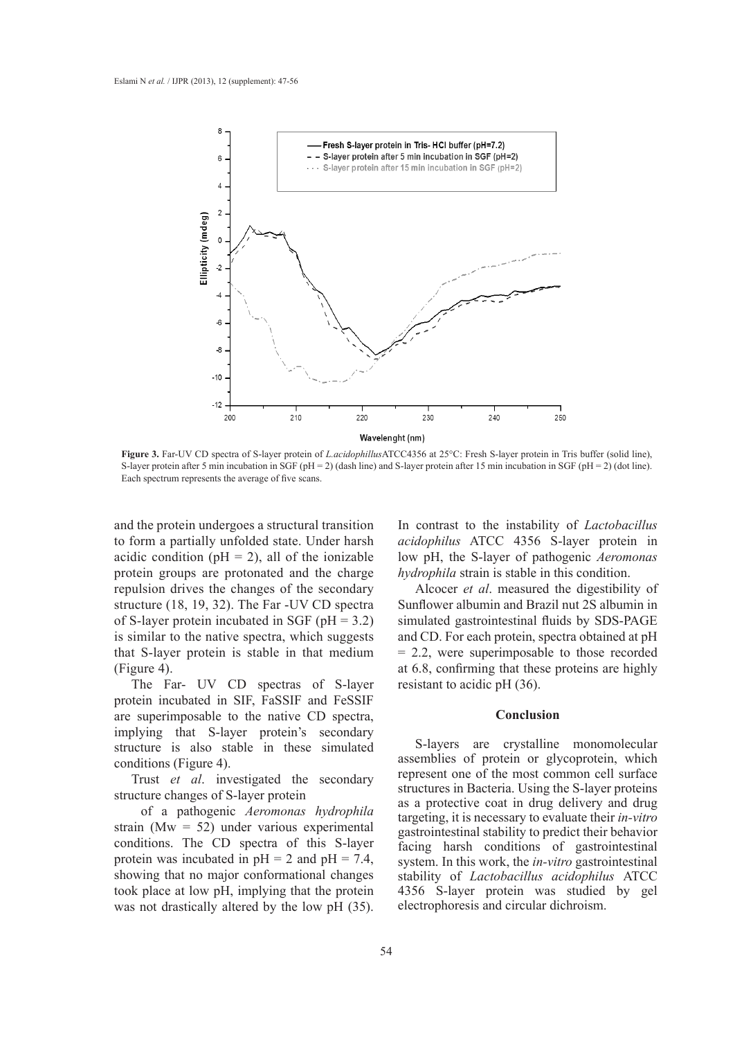**Figure 3.** Far-UV CD spectra of S-layer protein of *L.acidophillus*ATCC4356 at 25°C: Fresh S-layer protein in Tris buffer (solid line), S-layer protein after 5 min incubation in SGF (pH = 2) (dash line) and S-layer protein after 15 min incubation in SGF (pH = 2) (dot line). Each spectrum represents the average of five scans.

and the protein undergoes a structural transition to form a partially unfolded state. Under harsh acidic condition (pH = 2), all of the ionizable protein groups are protonated and the charge repulsion drives the changes of the secondary structure (18, 19, 32). The Far -UV CD spectra of S-layer protein incubated in SGF (pH = 3.2) is similar to the native spectra, which suggests that S-layer protein is stable in that medium (Figure 4).

The Far- UV CD spectras of S-layer protein incubated in SIF, FaSSIF and FeSSIF are superimposable to the native CD spectra, implying that S-layer protein's secondary structure is also stable in these simulated conditions (Figure 4).

Trust *et al*. investigated the secondary structure changes of S-layer protein of a pathogenic *Aeromonas hydrophila* strain (Mw = 52) under various experimental conditions. The CD spectra of this S-layer protein was incubated in pH = 2 and pH = 7.4, showing that no major conformational changes took place at low pH, implying that the protein was not drastically altered by the low pH (35). In contrast to the instability of *Lactobacillus acidophilus* ATCC 4356 S-layer protein in low pH, the S-layer of pathogenic *Aeromonas hydrophila* strain is stable in this condition.

Alcocer *et al*. measured the digestibility of Sunflower albumin and Brazil nut 2S albumin in simulated gastrointestinal fluids by SDS-PAGE and CD. For each protein, spectra obtained at pH = 2.2, were superimposable to those recorded at 6.8, confirming that these proteins are highly resistant to acidic pH (36).

## Conclusion

S-layers are crystalline monomolecular assemblies of protein or glycoprotein, which represent one of the most common cell surface structures in Bacteria. Using the S-layer proteins as a protective coat in drug delivery and drug targeting, it is necessary to evaluate their *in-vitro* gastrointestinal stability to predict their behavior facing harsh conditions of gastrointestinal system. In this work, the *in-vitro* gastrointestinal stability of *Lactobacillus acidophilus* ATCC 4356 S-layer protein was studied by gel electrophoresis and circular dichroism.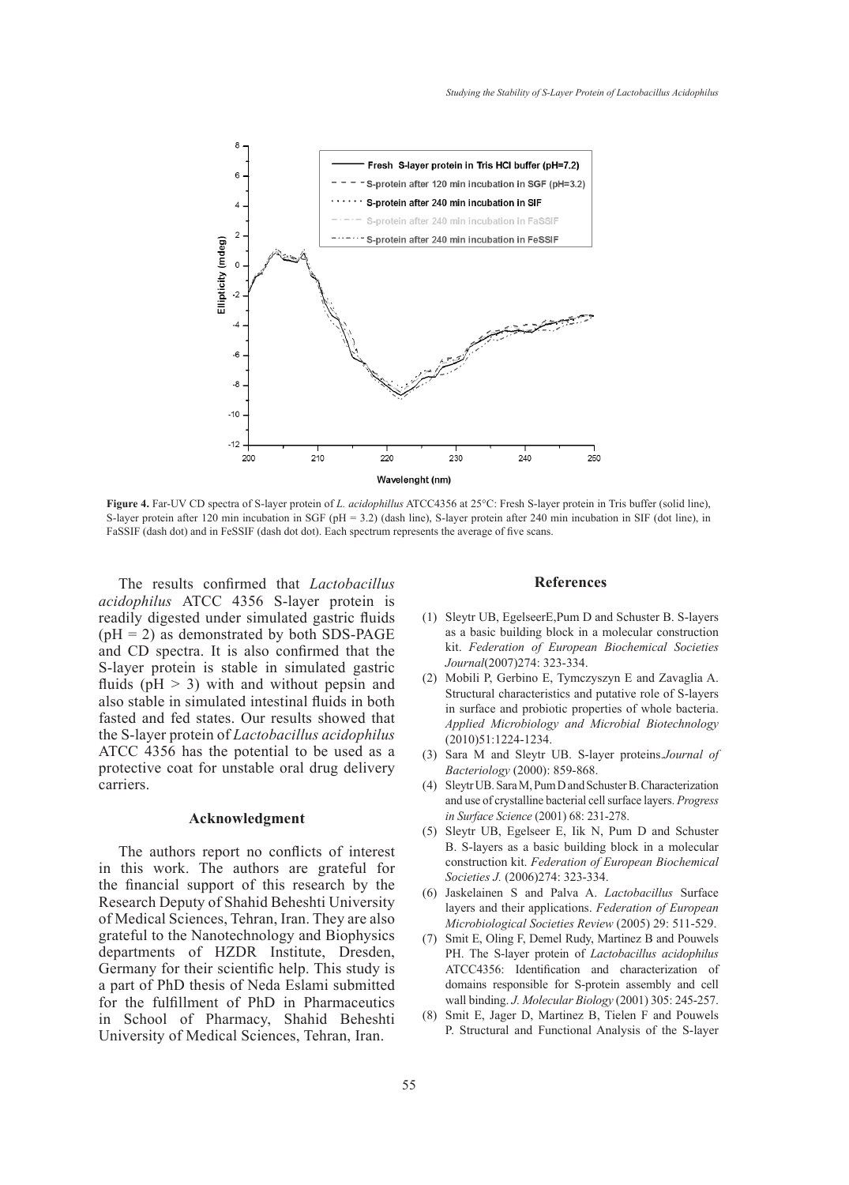**Figure 4.** Far-UV CD spectra of S-layer protein of *L. acidophillus* ATCC4356 at 25°C: Fresh S-layer protein in Tris buffer (solid line), S-layer protein after 120 min incubation in SGF (pH = 3.2) (dash line), S-layer protein after 240 min incubation in SIF (dot line), in FaSSIF (dash dot) and in FeSSIF (dash dot dot). Each spectrum represents the average of five scans.

The results confirmed that *Lactobacillus acidophilus* ATCC 4356 S-layer protein is readily digested under simulated gastric fluids (pH = 2) as demonstrated by both SDS-PAGE and CD spectra. It is also confirmed that the S-layer protein is stable in simulated gastric fluids (pH > 3) with and without pepsin and also stable in simulated intestinal fluids in both fasted and fed states. Our results showed that the S-layer protein of *Lactobacillus acidophilus* ATCC 4356 has the potential to be used as a protective coat for unstable oral drug delivery carriers.

## Acknowledgment

The authors report no conflicts of interest in this work. The authors are grateful for the financial support of this research by the Research Deputy of Shahid Beheshti University of Medical Sciences, Tehran, Iran. They are also grateful to the Nanotechnology and Biophysics departments of HZDR Institute, Dresden, Germany for their scientific help. This study is a part of PhD thesis of Neda Eslami submitted for the fulfillment of PhD in Pharmaceutics in School of Pharmacy, Shahid Beheshti University of Medical Sciences, Tehran, Iran.

## References

(1) Sleytr UB, EgelseerE,Pum D and Schuster B. S-layers as a basic building block in a molecular construction kit. *Federation of European Biochemical Societies Journal*(2007)274: 323-334.

(2) Mobili P, Gerbino E, Tymczyszyn E and Zavaglia A. Structural characteristics and putative role of S-layers in surface and probiotic properties of whole bacteria. *Applied Microbiology and Microbial Biotechnology* (2010)51:1224-1234.

(3) Sara M and Sleytr UB. S-layer proteins.*Journal of Bacteriology* (2000): 859-868.

(4) Sleytr UB. Sara M, Pum D and Schuster B. Characterization and use of crystalline bacterial cell surface layers. *Progress in Surface Science* (2001) 68: 231-278.

(5) Sleytr UB, Egelseer E, Iik N, Pum D and Schuster B. S-layers as a basic building block in a molecular construction kit. *Federation of European Biochemical Societies J.* (2006)274: 323-334.

(6) Jaskelainen S and Palva A. *Lactobacillus* Surface layers and their applications. *Federation of European Microbiological Societies Review* (2005) 29: 511-529.

(7) Smit E, Oling F, Demel Rudy, Martinez B and Pouwels PH. The S-layer protein of *Lactobacillus acidophilus* ATCC4356: Identification and characterization of domains responsible for S-protein assembly and cell wall binding. *J. Molecular Biology* (2001) 305: 245-257.

(8) Smit E, Jager D, Martinez B, Tielen F and Pouwels P. Structural and Functional Analysis of the S-layer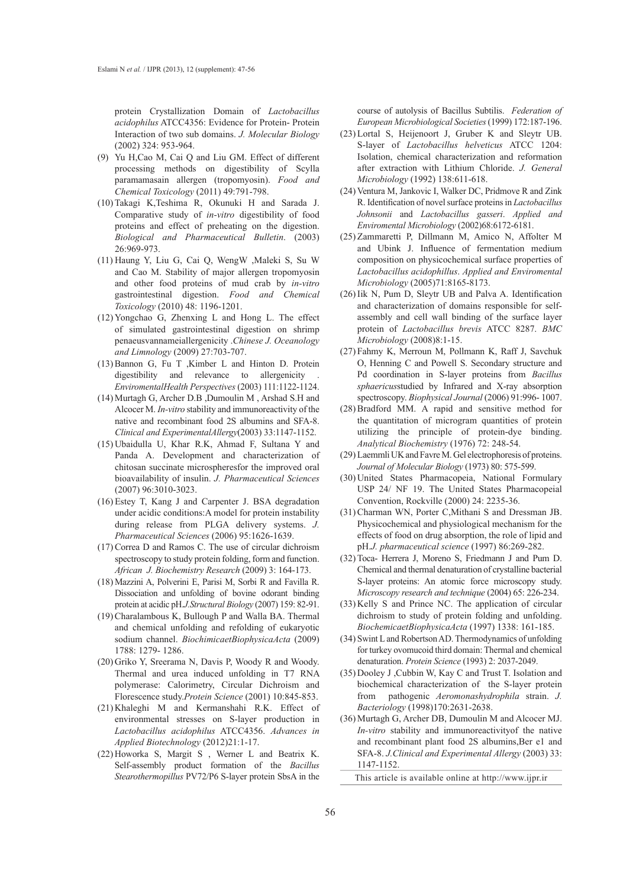protein Crystallization Domain of *Lactobacillus acidophilus* ATCC4356: Evidence for Protein- Protein Interaction of two sub domains. *J. Molecular Biology* (2002) 324: 953-964.

(9) Yu H,Cao M, Cai Q and Liu GM. Effect of different processing methods on digestibility of Scylla paramamasain allergen (tropomyosin). *Food and Chemical Toxicology* (2011) 49:791-798.

(10) Takagi K,Teshima R, Okunuki H and Sarada J. Comparative study of *in-vitro* digestibility of food proteins and effect of preheating on the digestion. *Biological and Pharmaceutical Bulletin*. (2003) 26:969-973.

(11) Haung Y, Liu G, Cai Q, WengW ,Maleki S, Su W and Cao M. Stability of major allergen tropomyosin and other food proteins of mud crab by *in-vitro* gastrointestinal digestion. *Food and Chemical Toxicology* (2010) 48: 1196-1201.

(12) Yongchao G, Zhenxing L and Hong L. The effect of simulated gastrointestinal digestion on shrimp penaeusvannameiallergenicity .*Chinese J. Oceanology and Limnology* (2009) 27:703-707.

(13) Bannon G, Fu T ,Kimber L and Hinton D. Protein digestibility and relevance to allergenicity . *EnviromentalHealth Perspectives* (2003) 111:1122-1124.

(14) Murtagh G, Archer D.B ,Dumoulin M , Arshad S.H and Alcocer M. *In-vitro* stability and immunoreactivity of the native and recombinant food 2S albumins and SFA-8. *Clinical and ExperimentalAllergy*(2003) 33:1147-1152.

(15) Ubaidulla U, Khar R.K, Ahmad F, Sultana Y and Panda A. Development and characterization of chitosan succinate microspheresfor the improved oral bioavailability of insulin. *J. Pharmaceutical Sciences* (2007) 96:3010-3023.

(16) Estey T, Kang J and Carpenter J. BSA degradation under acidic conditions:A model for protein instability during release from PLGA delivery systems. *J. Pharmaceutical Sciences* (2006) 95:1626-1639.

(17) Correa D and Ramos C. The use of circular dichroism spectroscopy to study protein folding, form and function. *African J. Biochemistry Research* (2009) 3: 164-173.

(18) Mazzini A, Polverini E, Parisi M, Sorbi R and Favilla R. Dissociation and unfolding of bovine odorant binding protein at acidic pH.*J.Structural Biology* (2007) 159: 82-91.

(19) Charalambous K, Bullough P and Walla BA. Thermal and chemical unfolding and refolding of eukaryotic sodium channel. *BiochimicaetBiophysicaActa* (2009) 1788: 1279- 1286.

(20) Griko Y, Sreerama N, Davis P, Woody R and Woody. Thermal and urea induced unfolding in T7 RNA polymerase: Calorimetry, Circular Dichroism and Florescence study.*Protein Science* (2001) 10:845-853.

(21) Khaleghi M and Kermanshahi R.K. Effect of environmental stresses on S-layer production in *Lactobacillus acidophilus* ATCC4356. *Advances in Applied Biotechnology* (2012)21:1-17.

(22) Howorka S, Margit S , Werner L and Beatrix K. Self-assembly product formation of the *Bacillus Stearothermopillus* PV72/P6 S-layer protein SbsA in the course of autolysis of Bacillus Subtilis. *Federation of European Microbiological Societies* (1999) 172:187-196.

(23) Lortal S, Heijenoort J, Gruber K and Sleytr UB. S-layer of *Lactobacillus helveticus* ATCC 1204: Isolation, chemical characterization and reformation after extraction with Lithium Chloride. *J. General Microbiology* (1992) 138:611-618.

(24) Ventura M, Jankovic I, Walker DC, Pridmove R and Zink R. Identification of novel surface proteins in *Lactobacillus Johnsonii* and *Lactobacillus gasseri*. *Applied and Enviromental Microbiology* (2002)68:6172-6181.

(25) Zammaretti P, Dillmann M, Amico N, Affolter M and Ubink J. Influence of fermentation medium composition on physicochemical surface properties of *Lactobacillus acidophillus*. *Applied and Enviromental Microbiology* (2005)71:8165-8173.

(26) Iik N, Pum D, Sleytr UB and Palva A. Identification and characterization of domains responsible for self-assembly and cell wall binding of the surface layer protein of *Lactobacillus brevis* ATCC 8287. *BMC Microbiology* (2008)8:1-15.

(27) Fahmy K, Merroun M, Pollmann K, Raff J, Savchuk O, Henning C and Powell S. Secondary structure and Pd coordination in S-layer proteins from *Bacillus sphaericus*studied by Infrared and X-ray absorption spectroscopy. *Biophysical Journal* (2006) 91:996- 1007.

(28) Bradford MM. A rapid and sensitive method for the quantitation of microgram quantities of protein utilizing the principle of protein-dye binding. *Analytical Biochemistry* (1976) 72: 248-54.

(29) Laemmli UK and Favre M. Gel electrophoresis of proteins. *Journal of Molecular Biology* (1973) 80: 575-599.

(30) United States Pharmacopeia, National Formulary USP 24/ NF 19. The United States Pharmacopeial Convention, Rockville (2000) 24: 2235-36.

(31) Charman WN, Porter C,Mithani S and Dressman JB. Physicochemical and physiological mechanism for the effects of food on drug absorption, the role of lipid and pH.*J. pharmaceutical science* (1997) 86:269-282.

(32) Toca- Herrera J, Moreno S, Friedmann J and Pum D. Chemical and thermal denaturation of crystalline bacterial S-layer proteins: An atomic force microscopy study. *Microscopy research and technique* (2004) 65: 226-234.

(33) Kelly S and Prince NC. The application of circular dichroism to study of protein folding and unfolding. *BiochemicaetBiophysicaActa* (1997) 1338: 161-185.

(34) Swint L and Robertson AD. Thermodynamics of unfolding for turkey ovomucoid third domain: Thermal and chemical denaturation. *Protein Science* (1993) 2: 2037-2049.

(35) Dooley J ,Cubbin W, Kay C and Trust T. Isolation and biochemical characterization of the S-layer protein from pathogenic *Aeromonashydrophila* strain. *J. Bacteriology* (1998)170:2631-2638.

(36) Murtagh G, Archer DB, Dumoulin M and Alcocer MJ. *In-vitro* stability and immunoreactivityof the native and recombinant plant food 2S albumins,Ber e1 and SFA-8. *J.Clinical and Experimental Allergy* (2003) 33: 1147-1152.

This article is available online at http://www.ijpr.ir